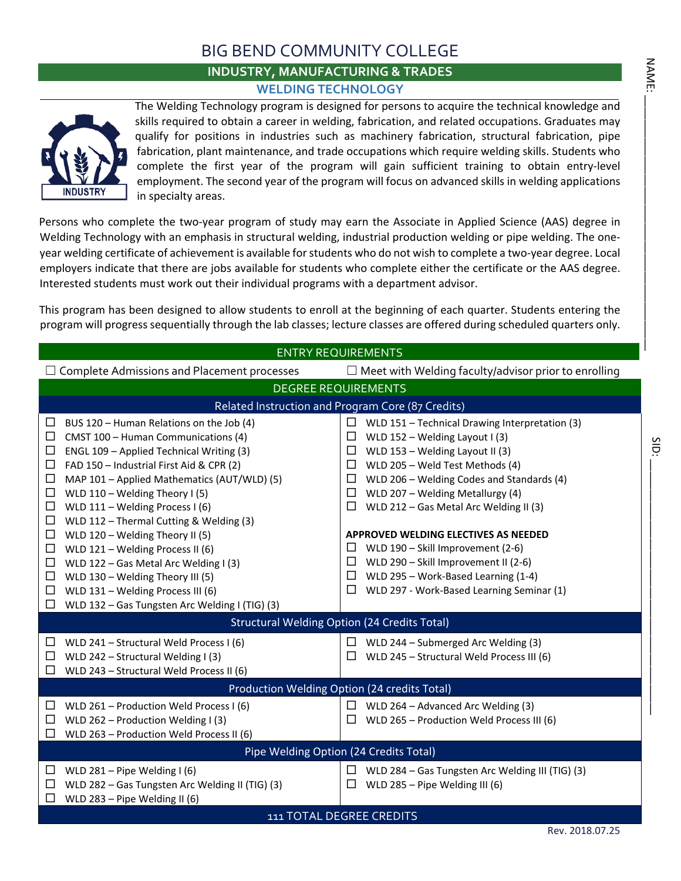# BIG BEND COMMUNITY COLLEGE

## INDUSTRY, MANUFACTURING & TRADES

### WELDING TECHNOLOGY

The Welding Technology program is designed for persons to acquire the technical knowledge and skills required to obtain a career in welding, fabrication, and related occupations. Graduates may qualify for positions in industries such as machinery fabrication, structural fabrication, pipe fabrication, plant maintenance, and trade occupations which require welding skills. Students who complete the first year of the program will gain sufficient training to obtain entry-level employment. The second year of the program will focus on advanced skills in welding applications in specialty areas.

Persons who complete the two-year program of study may earn the Associate in Applied Science (AAS) degree in Welding Technology with an emphasis in structural welding, industrial production welding or pipe welding. The one-year welding certificate of achievement is available for students who do not wish to complete a two-year degree. Local employers indicate that there are jobs available for students who complete either the certificate or the AAS degree. Interested students must work out their individual programs with a department advisor.

This program has been designed to allow students to enroll at the beginning of each quarter. Students entering the program will progress sequentially through the lab classes; lecture classes are offered during scheduled quarters only.

NAME: ____________________

SID: ____________________

## ENTRY REQUIREMENTS

- ☐ Complete Admissions and Placement processes
- ☐ Meet with Welding faculty/advisor prior to enrolling

## DEGREE REQUIREMENTS

### Related Instruction and Program Core (87 Credits)

- ☐ BUS 120 – Human Relations on the Job (4)
- ☐ CMST 100 – Human Communications (4)
- ☐ ENGL 109 – Applied Technical Writing (3)
- ☐ FAD 150 – Industrial First Aid & CPR (2)
- ☐ MAP 101 – Applied Mathematics (AUT/WLD) (5)
- ☐ WLD 110 – Welding Theory I (5)
- ☐ WLD 111 – Welding Process I (6)
- ☐ WLD 112 – Thermal Cutting & Welding (3)
- ☐ WLD 120 – Welding Theory II (5)
- ☐ WLD 121 – Welding Process II (6)
- ☐ WLD 122 – Gas Metal Arc Welding I (3)
- ☐ WLD 130 – Welding Theory III (5)
- ☐ WLD 131 – Welding Process III (6)
- ☐ WLD 132 – Gas Tungsten Arc Welding I (TIG) (3)
- ☐ WLD 151 – Technical Drawing Interpretation (3)
- ☐ WLD 152 – Welding Layout I (3)
- ☐ WLD 153 – Welding Layout II (3)
- ☐ WLD 205 – Weld Test Methods (4)
- ☐ WLD 206 – Welding Codes and Standards (4)
- ☐ WLD 207 – Welding Metallurgy (4)
- ☐ WLD 212 – Gas Metal Arc Welding II (3)

**APPROVED WELDING ELECTIVES AS NEEDED**

- ☐ WLD 190 – Skill Improvement (2-6)
- ☐ WLD 290 – Skill Improvement II (2-6)
- ☐ WLD 295 – Work-Based Learning (1-4)
- ☐ WLD 297 - Work-Based Learning Seminar (1)

### Structural Welding Option (24 Credits Total)

- ☐ WLD 241 – Structural Weld Process I (6)
- ☐ WLD 242 – Structural Welding I (3)
- ☐ WLD 243 – Structural Weld Process II (6)
- ☐ WLD 244 – Submerged Arc Welding (3)
- ☐ WLD 245 – Structural Weld Process III (6)

### Production Welding Option (24 credits Total)

- ☐ WLD 261 – Production Weld Process I (6)
- ☐ WLD 262 – Production Welding I (3)
- ☐ WLD 263 – Production Weld Process II (6)
- ☐ WLD 264 – Advanced Arc Welding (3)
- ☐ WLD 265 – Production Weld Process III (6)

### Pipe Welding Option (24 Credits Total)

- ☐ WLD 281 – Pipe Welding I (6)
- ☐ WLD 282 – Gas Tungsten Arc Welding II (TIG) (3)
- ☐ WLD 283 – Pipe Welding II (6)
- ☐ WLD 284 – Gas Tungsten Arc Welding III (TIG) (3)
- ☐ WLD 285 – Pipe Welding III (6)

**111 TOTAL DEGREE CREDITS**

Rev. 2018.07.25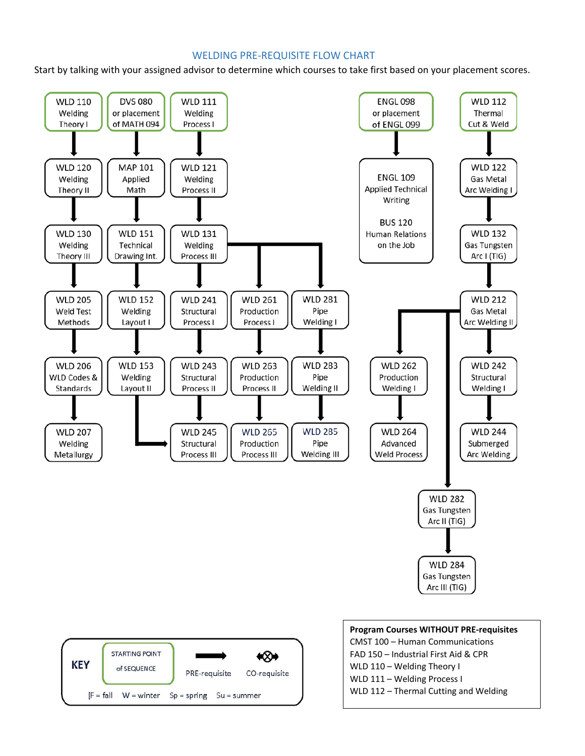# WELDING PRE-REQUISITE FLOW CHART

Start by talking with your assigned advisor to determine which courses to take first based on your placement scores.

**Sequence 1:** WLD 110 Welding Theory I → WLD 120 Welding Theory II → WLD 130 Welding Theory III → WLD 205 Weld Test Methods → WLD 206 WLD Codes & Standards → WLD 207 Welding Metallurgy

**Sequence 2:** DVS 080 or placement of MATH 094 → MAP 101 Applied Math → WLD 151 Technical Drawing Int. → WLD 152 Welding Layout I → WLD 153 Welding Layout II → WLD 245 Structural Process III

**Sequence 3:** WLD 111 Welding Process I → WLD 121 Welding Process II → WLD 131 Welding Process III

- WLD 131 → WLD 241 Structural Process I → WLD 243 Structural Process II → WLD 245 Structural Process III
- WLD 131 → WLD 261 Production Process I → WLD 263 Production Process II → WLD 265 Production Process III
- WLD 131 → WLD 281 Pipe Welding I → WLD 283 Pipe Welding II → WLD 285 Pipe Welding III

**Sequence 4:** ENGL 098 or placement of ENGL 099 → ENGL 109 Applied Technical Writing; BUS 120 Human Relations on the Job

**Sequence 5:** WLD 112 Thermal Cut & Weld → WLD 122 Gas Metal Arc Welding I → WLD 132 Gas Tungsten Arc I (TIG) → WLD 212 Gas Metal Arc Welding II

- WLD 212 → WLD 262 Production Welding I → WLD 264 Advanced Weld Process
- WLD 212 → WLD 242 Structural Welding I → WLD 244 Submerged Arc Welding
- WLD 212 → WLD 282 Gas Tungsten Arc II (TIG) → WLD 284 Gas Tungsten Arc III (TIG)

**KEY**

- STARTING POINT of SEQUENCE
- PRE-requisite
- CO-requisite

[F = fall W = winter Sp = spring Su = summer

**Program Courses WITHOUT PRE-requisites**

CMST 100 – Human Communications
FAD 150 – Industrial First Aid & CPR
WLD 110 – Welding Theory I
WLD 111 – Welding Process I
WLD 112 – Thermal Cutting and Welding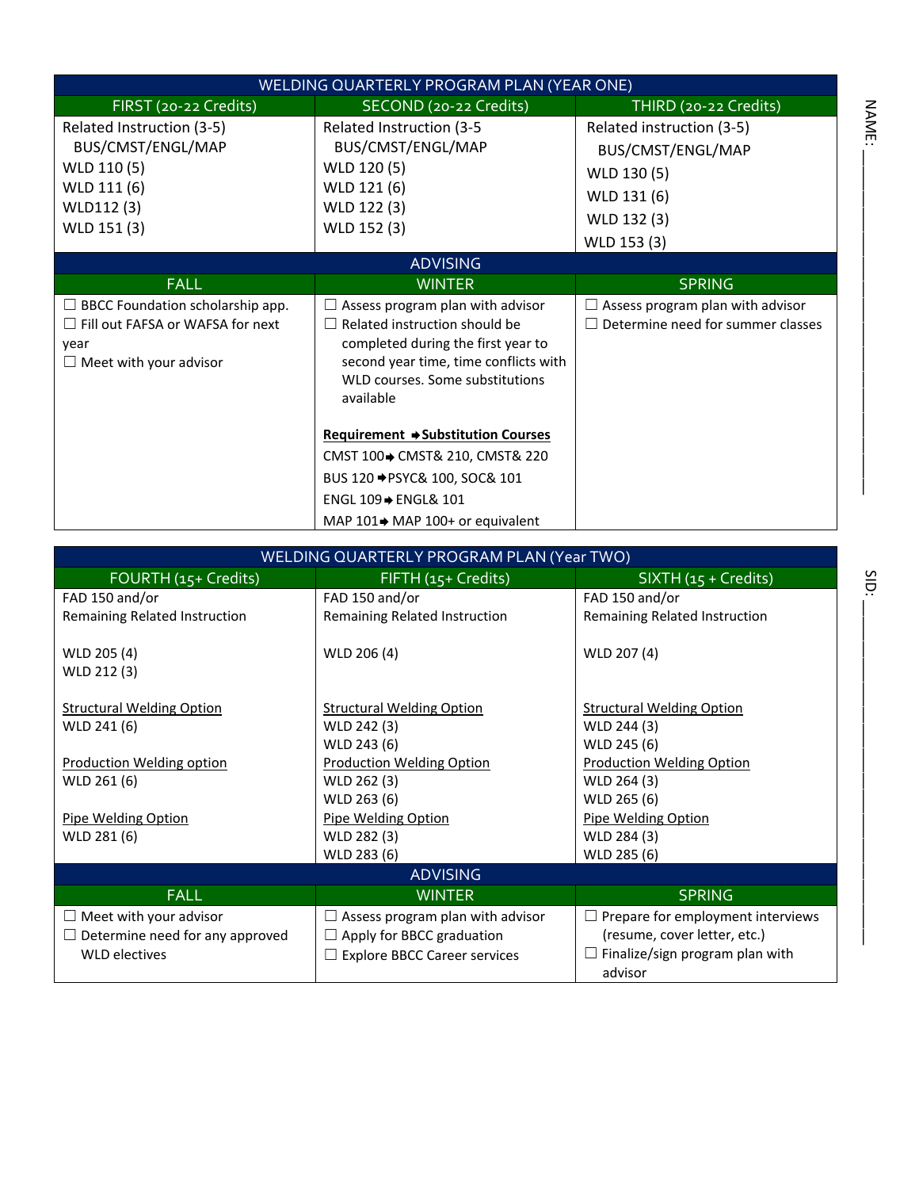| WELDING QUARTERLY PROGRAM PLAN (YEAR ONE) | | |
|---|---|---|
| FIRST (20-22 Credits) | SECOND (20-22 Credits) | THIRD (20-22 Credits) |
| Related Instruction (3-5)<br>BUS/CMST/ENGL/MAP<br>WLD 110 (5)<br>WLD 111 (6)<br>WLD112 (3)<br>WLD 151 (3) | Related Instruction (3-5<br>BUS/CMST/ENGL/MAP<br>WLD 120 (5)<br>WLD 121 (6)<br>WLD 122 (3)<br>WLD 152 (3) | Related instruction (3-5)<br>BUS/CMST/ENGL/MAP<br>WLD 130 (5)<br>WLD 131 (6)<br>WLD 132 (3)<br>WLD 153 (3) |
| **ADVISING** | | |
| FALL | WINTER | SPRING |
| ☐ BBCC Foundation scholarship app.<br>☐ Fill out FAFSA or WAFSA for next year<br>☐ Meet with your advisor | ☐ Assess program plan with advisor<br>☐ Related instruction should be completed during the first year to second year time, time conflicts with WLD courses. Some substitutions available<br><br>**Requirement ➡ Substitution Courses**<br>CMST 100 ➡ CMST& 210, CMST& 220<br>BUS 120 ➡ PSYC& 100, SOC& 101<br>ENGL 109 ➡ ENGL& 101<br>MAP 101 ➡ MAP 100+ or equivalent | ☐ Assess program plan with advisor<br>☐ Determine need for summer classes |

| WELDING QUARTERLY PROGRAM PLAN (Year TWO) | | |
|---|---|---|
| FOURTH (15+ Credits) | FIFTH (15+ Credits) | SIXTH (15 + Credits) |
| FAD 150 and/or<br>Remaining Related Instruction<br><br>WLD 205 (4)<br>WLD 212 (3)<br><br>Structural Welding Option<br>WLD 241 (6)<br><br>Production Welding option<br>WLD 261 (6)<br><br>Pipe Welding Option<br>WLD 281 (6) | FAD 150 and/or<br>Remaining Related Instruction<br><br>WLD 206 (4)<br><br>Structural Welding Option<br>WLD 242 (3)<br>WLD 243 (6)<br>Production Welding Option<br>WLD 262 (3)<br>WLD 263 (6)<br>Pipe Welding Option<br>WLD 282 (3)<br>WLD 283 (6) | FAD 150 and/or<br>Remaining Related Instruction<br><br>WLD 207 (4)<br><br>Structural Welding Option<br>WLD 244 (3)<br>WLD 245 (6)<br>Production Welding Option<br>WLD 264 (3)<br>WLD 265 (6)<br>Pipe Welding Option<br>WLD 284 (3)<br>WLD 285 (6) |
| **ADVISING** | | |
| FALL | WINTER | SPRING |
| ☐ Meet with your advisor<br>☐ Determine need for any approved WLD electives | ☐ Assess program plan with advisor<br>☐ Apply for BBCC graduation<br>☐ Explore BBCC Career services | ☐ Prepare for employment interviews (resume, cover letter, etc.)<br>☐ Finalize/sign program plan with advisor |

NAME: ____________________

SID: ____________________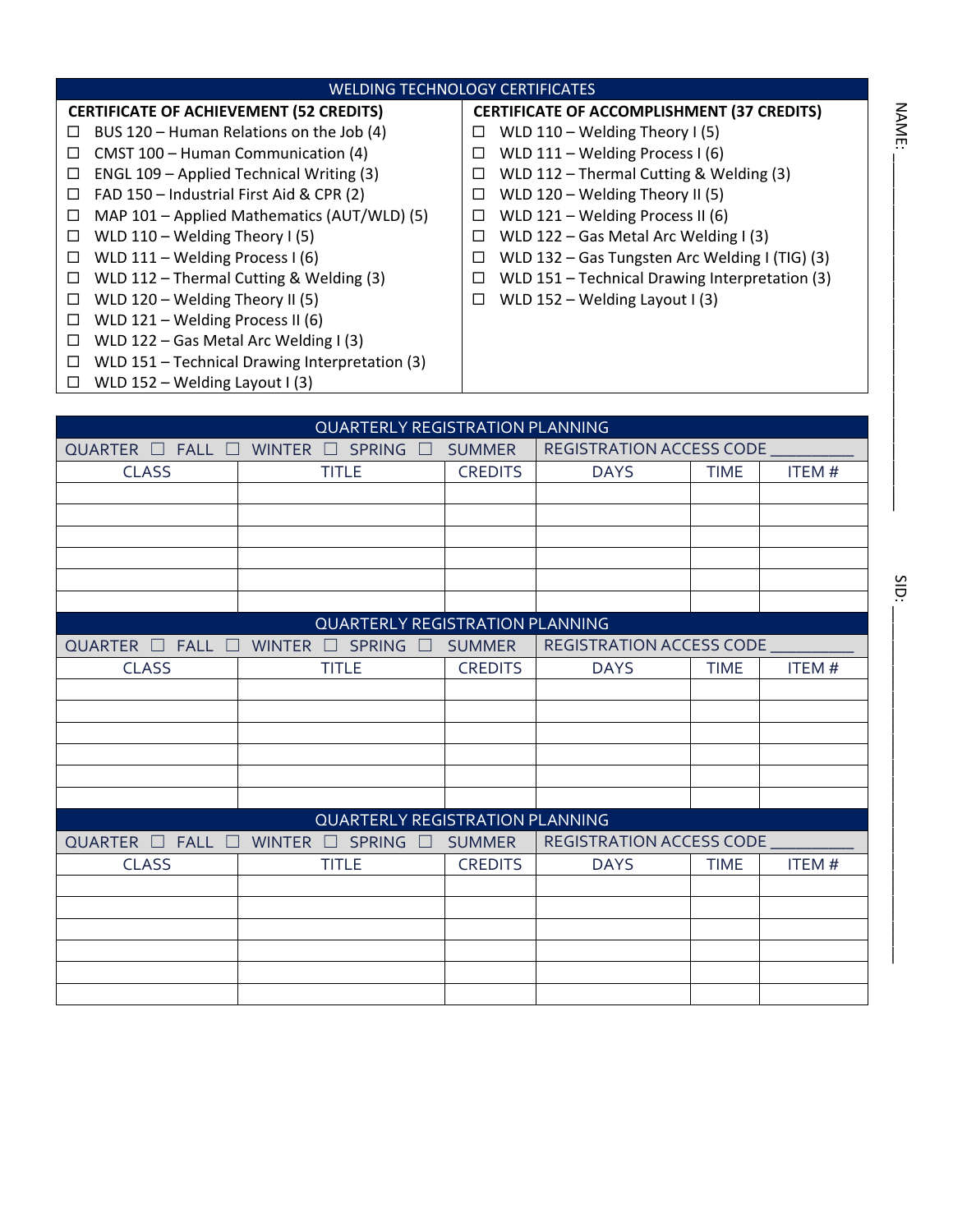## WELDING TECHNOLOGY CERTIFICATES

**CERTIFICATE OF ACHIEVEMENT (52 CREDITS)**

- ☐ BUS 120 – Human Relations on the Job (4)
- ☐ CMST 100 – Human Communication (4)
- ☐ ENGL 109 – Applied Technical Writing (3)
- ☐ FAD 150 – Industrial First Aid & CPR (2)
- ☐ MAP 101 – Applied Mathematics (AUT/WLD) (5)
- ☐ WLD 110 – Welding Theory I (5)
- ☐ WLD 111 – Welding Process I (6)
- ☐ WLD 112 – Thermal Cutting & Welding (3)
- ☐ WLD 120 – Welding Theory II (5)
- ☐ WLD 121 – Welding Process II (6)
- ☐ WLD 122 – Gas Metal Arc Welding I (3)
- ☐ WLD 151 – Technical Drawing Interpretation (3)
- ☐ WLD 152 – Welding Layout I (3)

**CERTIFICATE OF ACCOMPLISHMENT (37 CREDITS)**

- ☐ WLD 110 – Welding Theory I (5)
- ☐ WLD 111 – Welding Process I (6)
- ☐ WLD 112 – Thermal Cutting & Welding (3)
- ☐ WLD 120 – Welding Theory II (5)
- ☐ WLD 121 – Welding Process II (6)
- ☐ WLD 122 – Gas Metal Arc Welding I (3)
- ☐ WLD 132 – Gas Tungsten Arc Welding I (TIG) (3)
- ☐ WLD 151 – Technical Drawing Interpretation (3)
- ☐ WLD 152 – Welding Layout I (3)

NAME: ____________________

SID: ____________________

## QUARTERLY REGISTRATION PLANNING

QUARTER ☐ FALL ☐ WINTER ☐ SPRING ☐ SUMMER — REGISTRATION ACCESS CODE __________

| CLASS | TITLE | CREDITS | DAYS | TIME | ITEM # |
|---|---|---|---|---|---|
| | | | | | |
| | | | | | |
| | | | | | |
| | | | | | |
| | | | | | |
| | | | | | |

## QUARTERLY REGISTRATION PLANNING

QUARTER ☐ FALL ☐ WINTER ☐ SPRING ☐ SUMMER — REGISTRATION ACCESS CODE __________

| CLASS | TITLE | CREDITS | DAYS | TIME | ITEM # |
|---|---|---|---|---|---|
| | | | | | |
| | | | | | |
| | | | | | |
| | | | | | |
| | | | | | |
| | | | | | |

## QUARTERLY REGISTRATION PLANNING

QUARTER ☐ FALL ☐ WINTER ☐ SPRING ☐ SUMMER — REGISTRATION ACCESS CODE __________

| CLASS | TITLE | CREDITS | DAYS | TIME | ITEM # |
|---|---|---|---|---|---|
| | | | | | |
| | | | | | |
| | | | | | |
| | | | | | |
| | | | | | |
| | | | | | |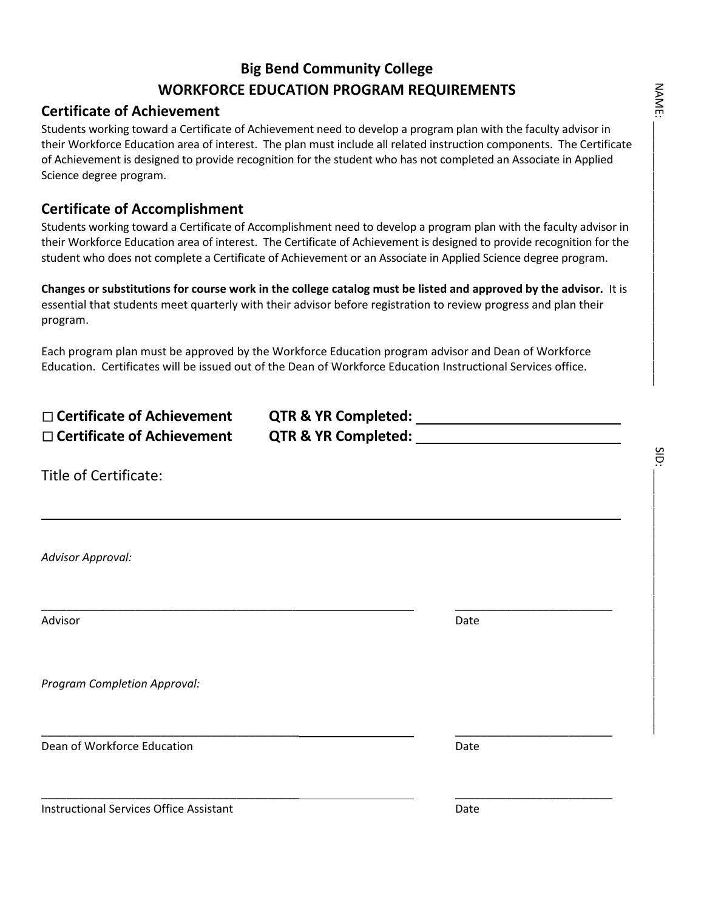# Big Bend Community College

## WORKFORCE EDUCATION PROGRAM REQUIREMENTS

### Certificate of Achievement

Students working toward a Certificate of Achievement need to develop a program plan with the faculty advisor in their Workforce Education area of interest. The plan must include all related instruction components. The Certificate of Achievement is designed to provide recognition for the student who has not completed an Associate in Applied Science degree program.

### Certificate of Accomplishment

Students working toward a Certificate of Accomplishment need to develop a program plan with the faculty advisor in their Workforce Education area of interest. The Certificate of Achievement is designed to provide recognition for the student who does not complete a Certificate of Achievement or an Associate in Applied Science degree program.

**Changes or substitutions for course work in the college catalog must be listed and approved by the advisor.** It is essential that students meet quarterly with their advisor before registration to review progress and plan their program.

Each program plan must be approved by the Workforce Education program advisor and Dean of Workforce Education. Certificates will be issued out of the Dean of Workforce Education Instructional Services office.

NAME: ______________________

SID: ______________________

**☐ Certificate of Achievement** **QTR & YR Completed:** ______________________

**☐ Certificate of Achievement** **QTR & YR Completed:** ______________________

Title of Certificate:

______________________________________________________________________

*Advisor Approval:*

______________________________________________ ______________________

Advisor Date

*Program Completion Approval:*

______________________________________________ ______________________

Dean of Workforce Education Date

______________________________________________ ______________________

Instructional Services Office Assistant Date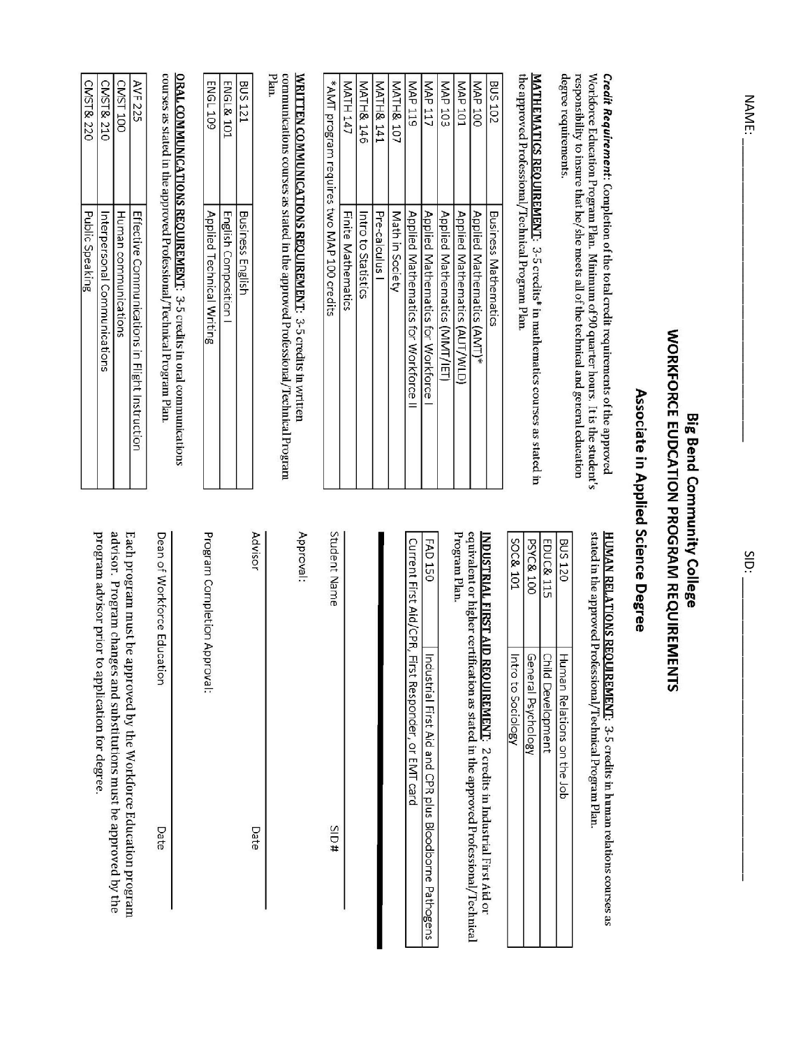NAME: ______________________ SID: ______________________

# Big Bend Community College
## WORKFORCE EUDCATION PROGRAM REQUIREMENTS
### Associate in Applied Science Degree

***Credit Requirement***: Completion of the total credit requirements of the approved Workforce Education Program Plan. Minimum of 90 quarter hours. It is the student's responsibility to insure that he/she meets all of the technical and general education degree requirements.

**MATHEMATICS REQUIREMENT**: 3-5 credits* in mathematics courses as stated in the approved Professional/Technical Program Plan.

| | |
|---|---|
| BUS 102 | Business Mathematics |
| MAP 100 | Applied Mathematics (AMT)* |
| MAP 101 | Applied Mathematics (AUT/WLD) |
| MAP 103 | Applied Mathematics (MMT/IET) |
| MAP 117 | Applied Mathematics for Workforce I |
| MAP 119 | Applied Mathematics for Workforce II |
| MATH& 107 | Math in Society |
| MATH& 141 | Pre-calculus I |
| MATH& 146 | Intro to Statistics |
| MATH 147 | Finite Mathematics |
| *AMT program requires two MAP 100 credits | |

**WRITTEN COMMUNICATIONS REQUIREMENT**: 3-5 credits in written communications courses as stated in the approved Professional/Technical Program Plan.

| | |
|---|---|
| BUS 121 | Business English |
| ENGL& 101 | English Composition I |
| ENGL 109 | Applied Technical Writing |

**ORAL COMMUNICATIONS REQUIREMENT**: 3-5 credits in oral communications courses as stated in the approved Professional/Technical Program Plan.

| | |
|---|---|
| AVF 225 | Effective Communications in Flight Instruction |
| CMST 100 | Human communications |
| CMST& 210 | Interpersonal Communications |
| CMST& 220 | Public Speaking |

**HUMAN RELATIONS REQUIREMENT**: 3-5 credits in human relations courses as stated in the approved Professional/Technical Program Plan.

| | |
|---|---|
| BUS 120 | Human Relations on the Job |
| EDUC& 115 | Child Development |
| PSYC& 100 | General Psychology |
| SOC& 101 | Intro to Sociology |

**INDUSTRIAL FIRST AID REQUIREMENT**: 2 credits in Industrial First Aid or equivalent or higher certification as stated in the approved Professional/Technical Program Plan.

| | |
|---|---|
| FAD 150 | Industrial First Aid and CPR plus Bloodborne Pathogens |
| Current First Aid/CPR, First Responder, or EMT card | |

Student Name ______________________ SID# ______________________

Approval:

Advisor ______________________ Date ______________________

Program Completion Approval:

Dean of Workforce Education ______________________ Date ______________________

Each program must be approved by the Workforce Education program advisor. Program changes and substitutions must be approved by the program advisor prior to application for degree.